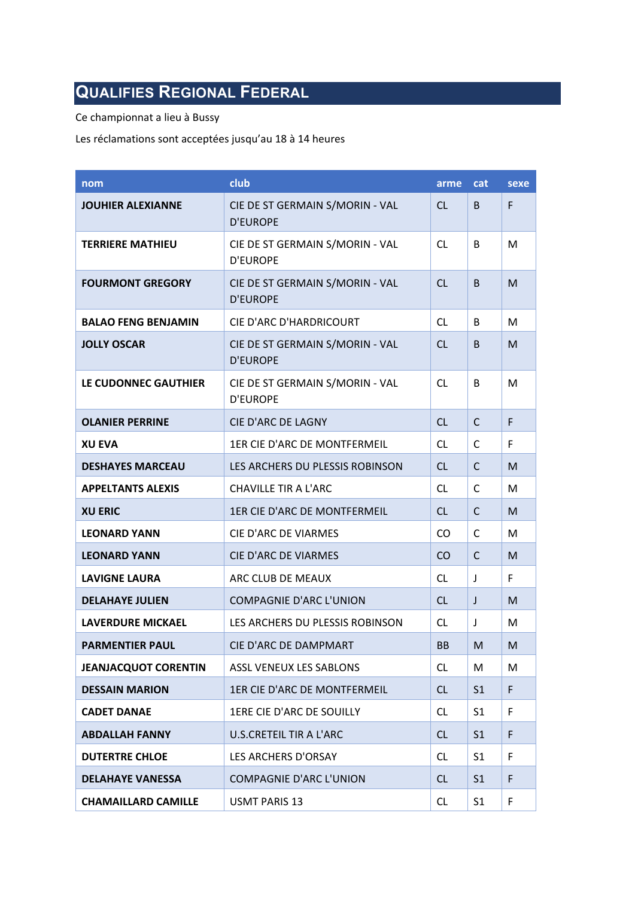# Qualifies Regional Federal

Ce championnat a lieu à Bussy

Les réclamations sont acceptées jusqu'au 18 à 14 heures

| nom | club | arme | cat | sexe |
|---|---|---|---|---|
| **JOUHIER ALEXIANNE** | CIE DE ST GERMAIN S/MORIN - VAL D'EUROPE | CL | B | F |
| **TERRIERE MATHIEU** | CIE DE ST GERMAIN S/MORIN - VAL D'EUROPE | CL | B | M |
| **FOURMONT GREGORY** | CIE DE ST GERMAIN S/MORIN - VAL D'EUROPE | CL | B | M |
| **BALAO FENG BENJAMIN** | CIE D'ARC D'HARDRICOURT | CL | B | M |
| **JOLLY OSCAR** | CIE DE ST GERMAIN S/MORIN - VAL D'EUROPE | CL | B | M |
| **LE CUDONNEC GAUTHIER** | CIE DE ST GERMAIN S/MORIN - VAL D'EUROPE | CL | B | M |
| **OLANIER PERRINE** | CIE D'ARC DE LAGNY | CL | C | F |
| **XU EVA** | 1ER CIE D'ARC DE MONTFERMEIL | CL | C | F |
| **DESHAYES MARCEAU** | LES ARCHERS DU PLESSIS ROBINSON | CL | C | M |
| **APPELTANTS ALEXIS** | CHAVILLE TIR A L'ARC | CL | C | M |
| **XU ERIC** | 1ER CIE D'ARC DE MONTFERMEIL | CL | C | M |
| **LEONARD YANN** | CIE D'ARC DE VIARMES | CO | C | M |
| **LEONARD YANN** | CIE D'ARC DE VIARMES | CO | C | M |
| **LAVIGNE LAURA** | ARC CLUB DE MEAUX | CL | J | F |
| **DELAHAYE JULIEN** | COMPAGNIE D'ARC L'UNION | CL | J | M |
| **LAVERDURE MICKAEL** | LES ARCHERS DU PLESSIS ROBINSON | CL | J | M |
| **PARMENTIER PAUL** | CIE D'ARC DE DAMPMART | BB | M | M |
| **JEANJACQUOT CORENTIN** | ASSL VENEUX LES SABLONS | CL | M | M |
| **DESSAIN MARION** | 1ER CIE D'ARC DE MONTFERMEIL | CL | S1 | F |
| **CADET DANAE** | 1ERE CIE D'ARC DE SOUILLY | CL | S1 | F |
| **ABDALLAH FANNY** | U.S.CRETEIL TIR A L'ARC | CL | S1 | F |
| **DUTERTRE CHLOE** | LES ARCHERS D'ORSAY | CL | S1 | F |
| **DELAHAYE VANESSA** | COMPAGNIE D'ARC L'UNION | CL | S1 | F |
| **CHAMAILLARD CAMILLE** | USMT PARIS 13 | CL | S1 | F |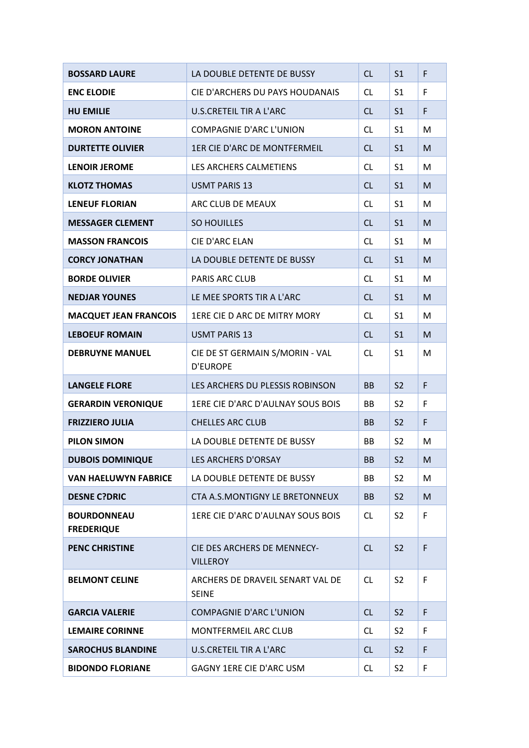| BOSSARD LAURE | LA DOUBLE DETENTE DE BUSSY | CL | S1 | F |
|---|---|---|---|---|
| **ENC ELODIE** | CIE D'ARCHERS DU PAYS HOUDANAIS | CL | S1 | F |
| **HU EMILIE** | U.S.CRETEIL TIR A L'ARC | CL | S1 | F |
| **MORON ANTOINE** | COMPAGNIE D'ARC L'UNION | CL | S1 | M |
| **DURTETTE OLIVIER** | 1ER CIE D'ARC DE MONTFERMEIL | CL | S1 | M |
| **LENOIR JEROME** | LES ARCHERS CALMETIENS | CL | S1 | M |
| **KLOTZ THOMAS** | USMT PARIS 13 | CL | S1 | M |
| **LENEUF FLORIAN** | ARC CLUB DE MEAUX | CL | S1 | M |
| **MESSAGER CLEMENT** | SO HOUILLES | CL | S1 | M |
| **MASSON FRANCOIS** | CIE D'ARC ELAN | CL | S1 | M |
| **CORCY JONATHAN** | LA DOUBLE DETENTE DE BUSSY | CL | S1 | M |
| **BORDE OLIVIER** | PARIS ARC CLUB | CL | S1 | M |
| **NEDJAR YOUNES** | LE MEE SPORTS TIR A L'ARC | CL | S1 | M |
| **MACQUET JEAN FRANCOIS** | 1ERE CIE D ARC DE MITRY MORY | CL | S1 | M |
| **LEBOEUF ROMAIN** | USMT PARIS 13 | CL | S1 | M |
| **DEBRUYNE MANUEL** | CIE DE ST GERMAIN S/MORIN - VAL D'EUROPE | CL | S1 | M |
| **LANGELE FLORE** | LES ARCHERS DU PLESSIS ROBINSON | BB | S2 | F |
| **GERARDIN VERONIQUE** | 1ERE CIE D'ARC D'AULNAY SOUS BOIS | BB | S2 | F |
| **FRIZZIERO JULIA** | CHELLES ARC CLUB | BB | S2 | F |
| **PILON SIMON** | LA DOUBLE DETENTE DE BUSSY | BB | S2 | M |
| **DUBOIS DOMINIQUE** | LES ARCHERS D'ORSAY | BB | S2 | M |
| **VAN HAELUWYN FABRICE** | LA DOUBLE DETENTE DE BUSSY | BB | S2 | M |
| **DESNE C?DRIC** | CTA A.S.MONTIGNY LE BRETONNEUX | BB | S2 | M |
| **BOURDONNEAU FREDERIQUE** | 1ERE CIE D'ARC D'AULNAY SOUS BOIS | CL | S2 | F |
| **PENC CHRISTINE** | CIE DES ARCHERS DE MENNECY-VILLEROY | CL | S2 | F |
| **BELMONT CELINE** | ARCHERS DE DRAVEIL SENART VAL DE SEINE | CL | S2 | F |
| **GARCIA VALERIE** | COMPAGNIE D'ARC L'UNION | CL | S2 | F |
| **LEMAIRE CORINNE** | MONTFERMEIL ARC CLUB | CL | S2 | F |
| **SAROCHUS BLANDINE** | U.S.CRETEIL TIR A L'ARC | CL | S2 | F |
| **BIDONDO FLORIANE** | GAGNY 1ERE CIE D'ARC USM | CL | S2 | F |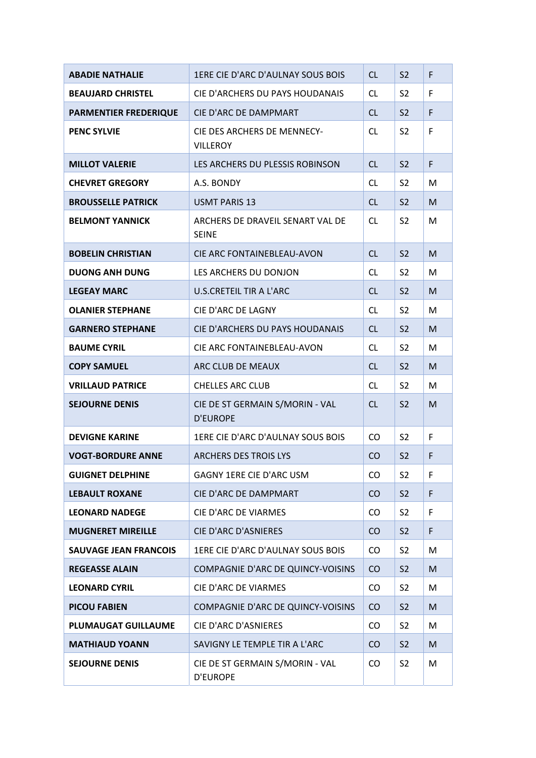| | | | | |
|---|---|---|---|---|
| **ABADIE NATHALIE** | 1ERE CIE D'ARC D'AULNAY SOUS BOIS | CL | S2 | F |
| **BEAUJARD CHRISTEL** | CIE D'ARCHERS DU PAYS HOUDANAIS | CL | S2 | F |
| **PARMENTIER FREDERIQUE** | CIE D'ARC DE DAMPMART | CL | S2 | F |
| **PENC SYLVIE** | CIE DES ARCHERS DE MENNECY-VILLEROY | CL | S2 | F |
| **MILLOT VALERIE** | LES ARCHERS DU PLESSIS ROBINSON | CL | S2 | F |
| **CHEVRET GREGORY** | A.S. BONDY | CL | S2 | M |
| **BROUSSELLE PATRICK** | USMT PARIS 13 | CL | S2 | M |
| **BELMONT YANNICK** | ARCHERS DE DRAVEIL SENART VAL DE SEINE | CL | S2 | M |
| **BOBELIN CHRISTIAN** | CIE ARC FONTAINEBLEAU-AVON | CL | S2 | M |
| **DUONG ANH DUNG** | LES ARCHERS DU DONJON | CL | S2 | M |
| **LEGEAY MARC** | U.S.CRETEIL TIR A L'ARC | CL | S2 | M |
| **OLANIER STEPHANE** | CIE D'ARC DE LAGNY | CL | S2 | M |
| **GARNERO STEPHANE** | CIE D'ARCHERS DU PAYS HOUDANAIS | CL | S2 | M |
| **BAUME CYRIL** | CIE ARC FONTAINEBLEAU-AVON | CL | S2 | M |
| **COPY SAMUEL** | ARC CLUB DE MEAUX | CL | S2 | M |
| **VRILLAUD PATRICE** | CHELLES ARC CLUB | CL | S2 | M |
| **SEJOURNE DENIS** | CIE DE ST GERMAIN S/MORIN - VAL D'EUROPE | CL | S2 | M |
| **DEVIGNE KARINE** | 1ERE CIE D'ARC D'AULNAY SOUS BOIS | CO | S2 | F |
| **VOGT-BORDURE ANNE** | ARCHERS DES TROIS LYS | CO | S2 | F |
| **GUIGNET DELPHINE** | GAGNY 1ERE CIE D'ARC USM | CO | S2 | F |
| **LEBAULT ROXANE** | CIE D'ARC DE DAMPMART | CO | S2 | F |
| **LEONARD NADEGE** | CIE D'ARC DE VIARMES | CO | S2 | F |
| **MUGNERET MIREILLE** | CIE D'ARC D'ASNIERES | CO | S2 | F |
| **SAUVAGE JEAN FRANCOIS** | 1ERE CIE D'ARC D'AULNAY SOUS BOIS | CO | S2 | M |
| **REGEASSE ALAIN** | COMPAGNIE D'ARC DE QUINCY-VOISINS | CO | S2 | M |
| **LEONARD CYRIL** | CIE D'ARC DE VIARMES | CO | S2 | M |
| **PICOU FABIEN** | COMPAGNIE D'ARC DE QUINCY-VOISINS | CO | S2 | M |
| **PLUMAUGAT GUILLAUME** | CIE D'ARC D'ASNIERES | CO | S2 | M |
| **MATHIAUD YOANN** | SAVIGNY LE TEMPLE TIR A L'ARC | CO | S2 | M |
| **SEJOURNE DENIS** | CIE DE ST GERMAIN S/MORIN - VAL D'EUROPE | CO | S2 | M |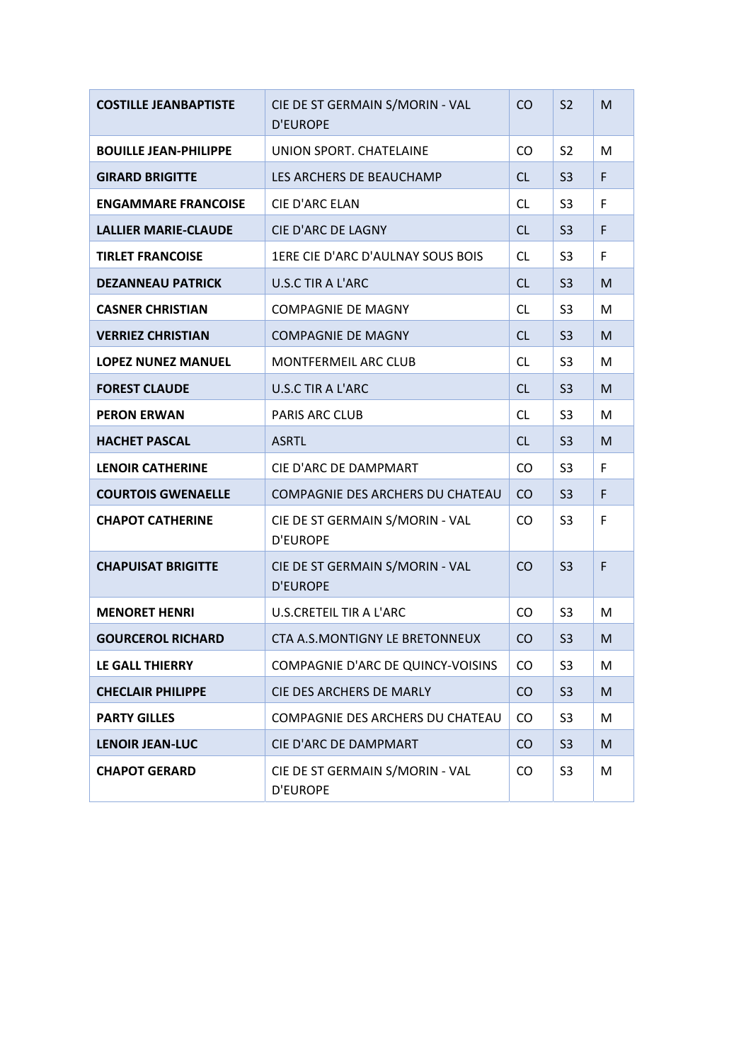| | | | | |
|---|---|---|---|---|
| **COSTILLE JEANBAPTISTE** | CIE DE ST GERMAIN S/MORIN - VAL D'EUROPE | CO | S2 | M |
| **BOUILLE JEAN-PHILIPPE** | UNION SPORT. CHATELAINE | CO | S2 | M |
| **GIRARD BRIGITTE** | LES ARCHERS DE BEAUCHAMP | CL | S3 | F |
| **ENGAMMARE FRANCOISE** | CIE D'ARC ELAN | CL | S3 | F |
| **LALLIER MARIE-CLAUDE** | CIE D'ARC DE LAGNY | CL | S3 | F |
| **TIRLET FRANCOISE** | 1ERE CIE D'ARC D'AULNAY SOUS BOIS | CL | S3 | F |
| **DEZANNEAU PATRICK** | U.S.C TIR A L'ARC | CL | S3 | M |
| **CASNER CHRISTIAN** | COMPAGNIE DE MAGNY | CL | S3 | M |
| **VERRIEZ CHRISTIAN** | COMPAGNIE DE MAGNY | CL | S3 | M |
| **LOPEZ NUNEZ MANUEL** | MONTFERMEIL ARC CLUB | CL | S3 | M |
| **FOREST CLAUDE** | U.S.C TIR A L'ARC | CL | S3 | M |
| **PERON ERWAN** | PARIS ARC CLUB | CL | S3 | M |
| **HACHET PASCAL** | ASRTL | CL | S3 | M |
| **LENOIR CATHERINE** | CIE D'ARC DE DAMPMART | CO | S3 | F |
| **COURTOIS GWENAELLE** | COMPAGNIE DES ARCHERS DU CHATEAU | CO | S3 | F |
| **CHAPOT CATHERINE** | CIE DE ST GERMAIN S/MORIN - VAL D'EUROPE | CO | S3 | F |
| **CHAPUISAT BRIGITTE** | CIE DE ST GERMAIN S/MORIN - VAL D'EUROPE | CO | S3 | F |
| **MENORET HENRI** | U.S.CRETEIL TIR A L'ARC | CO | S3 | M |
| **GOURCEROL RICHARD** | CTA A.S.MONTIGNY LE BRETONNEUX | CO | S3 | M |
| **LE GALL THIERRY** | COMPAGNIE D'ARC DE QUINCY-VOISINS | CO | S3 | M |
| **CHECLAIR PHILIPPE** | CIE DES ARCHERS DE MARLY | CO | S3 | M |
| **PARTY GILLES** | COMPAGNIE DES ARCHERS DU CHATEAU | CO | S3 | M |
| **LENOIR JEAN-LUC** | CIE D'ARC DE DAMPMART | CO | S3 | M |
| **CHAPOT GERARD** | CIE DE ST GERMAIN S/MORIN - VAL D'EUROPE | CO | S3 | M |